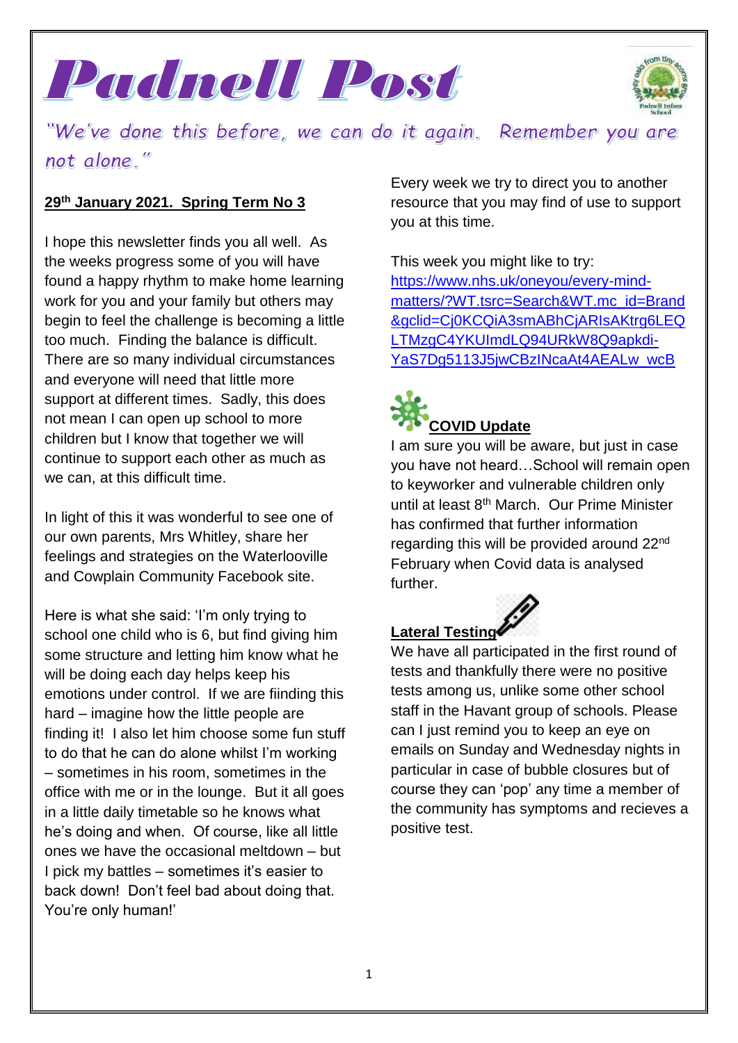# Padnell Post

*"We've done this before, we can do it again. Remember you are not alone."*

**29th January 2021. Spring Term No 3**

I hope this newsletter finds you all well. As the weeks progress some of you will have found a happy rhythm to make home learning work for you and your family but others may begin to feel the challenge is becoming a little too much. Finding the balance is difficult. There are so many individual circumstances and everyone will need that little more support at different times. Sadly, this does not mean I can open up school to more children but I know that together we will continue to support each other as much as we can, at this difficult time.

In light of this it was wonderful to see one of our own parents, Mrs Whitley, share her feelings and strategies on the Waterlooville and Cowplain Community Facebook site.

Here is what she said: 'I'm only trying to school one child who is 6, but find giving him some structure and letting him know what he will be doing each day helps keep his emotions under control. If we are fiinding this hard – imagine how the little people are finding it! I also let him choose some fun stuff to do that he can do alone whilst I'm working – sometimes in his room, sometimes in the office with me or in the lounge. But it all goes in a little daily timetable so he knows what he's doing and when. Of course, like all little ones we have the occasional meltdown – but I pick my battles – sometimes it's easier to back down! Don't feel bad about doing that. You're only human!'

Every week we try to direct you to another resource that you may find of use to support you at this time.

This week you might like to try:
https://www.nhs.uk/oneyou/every-mind-matters/?WT.tsrc=Search&WT.mc_id=Brand&gclid=Cj0KCQiA3smABhCjARIsAKtrg6LEQLTMzgC4YKUImdLQ94URkW8Q9apkdi-YaS7Dg5113J5jwCBzINcaAt4AEALw_wcB

## COVID Update

I am sure you will be aware, but just in case you have not heard…School will remain open to keyworker and vulnerable children only until at least 8th March. Our Prime Minister has confirmed that further information regarding this will be provided around 22nd February when Covid data is analysed further.

## Lateral Testing

We have all participated in the first round of tests and thankfully there were no positive tests among us, unlike some other school staff in the Havant group of schools. Please can I just remind you to keep an eye on emails on Sunday and Wednesday nights in particular in case of bubble closures but of course they can 'pop' any time a member of the community has symptoms and recieves a positive test.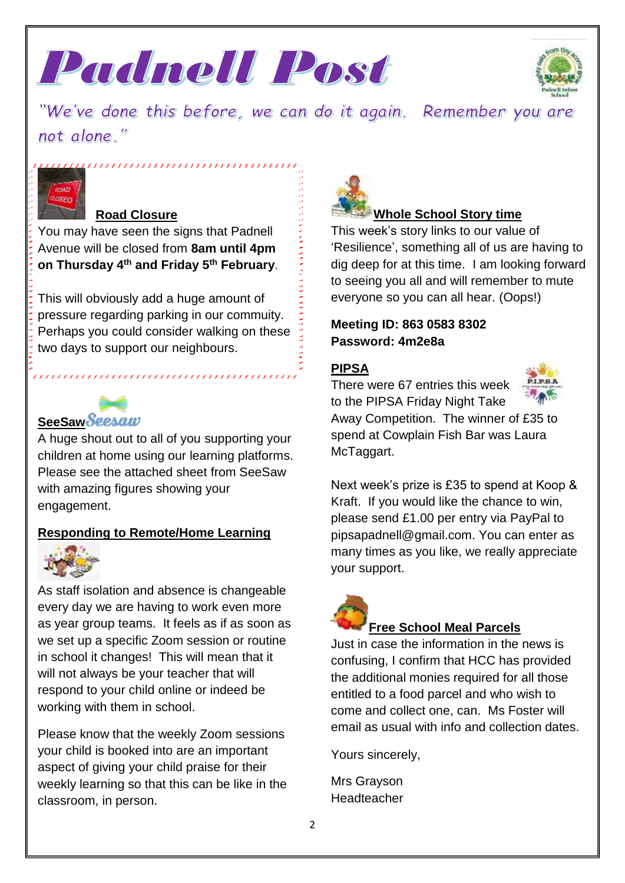# Padnell Post

*"We've done this before, we can do it again. Remember you are not alone."*

## Road Closure

You may have seen the signs that Padnell Avenue will be closed from **8am until 4pm on Thursday 4th and Friday 5th February**.

This will obviously add a huge amount of pressure regarding parking in our commuity. Perhaps you could consider walking on these two days to support our neighbours.

## SeeSaw

A huge shout out to all of you supporting your children at home using our learning platforms. Please see the attached sheet from SeeSaw with amazing figures showing your engagement.

## Responding to Remote/Home Learning

As staff isolation and absence is changeable every day we are having to work even more as year group teams. It feels as if as soon as we set up a specific Zoom session or routine in school it changes! This will mean that it will not always be your teacher that will respond to your child online or indeed be working with them in school.

Please know that the weekly Zoom sessions your child is booked into are an important aspect of giving your child praise for their weekly learning so that this can be like in the classroom, in person.

## Whole School Story time

This week's story links to our value of 'Resilience', something all of us are having to dig deep for at this time. I am looking forward to seeing you all and will remember to mute everyone so you can all hear. (Oops!)

**Meeting ID: 863 0583 8302**
**Password: 4m2e8a**

## PIPSA

There were 67 entries this week to the PIPSA Friday Night Take Away Competition. The winner of £35 to spend at Cowplain Fish Bar was Laura McTaggart.

Next week's prize is £35 to spend at Koop & Kraft. If you would like the chance to win, please send £1.00 per entry via PayPal to pipsapadnell@gmail.com. You can enter as many times as you like, we really appreciate your support.

## Free School Meal Parcels

Just in case the information in the news is confusing, I confirm that HCC has provided the additional monies required for all those entitled to a food parcel and who wish to come and collect one, can. Ms Foster will email as usual with info and collection dates.

Yours sincerely,

Mrs Grayson
Headteacher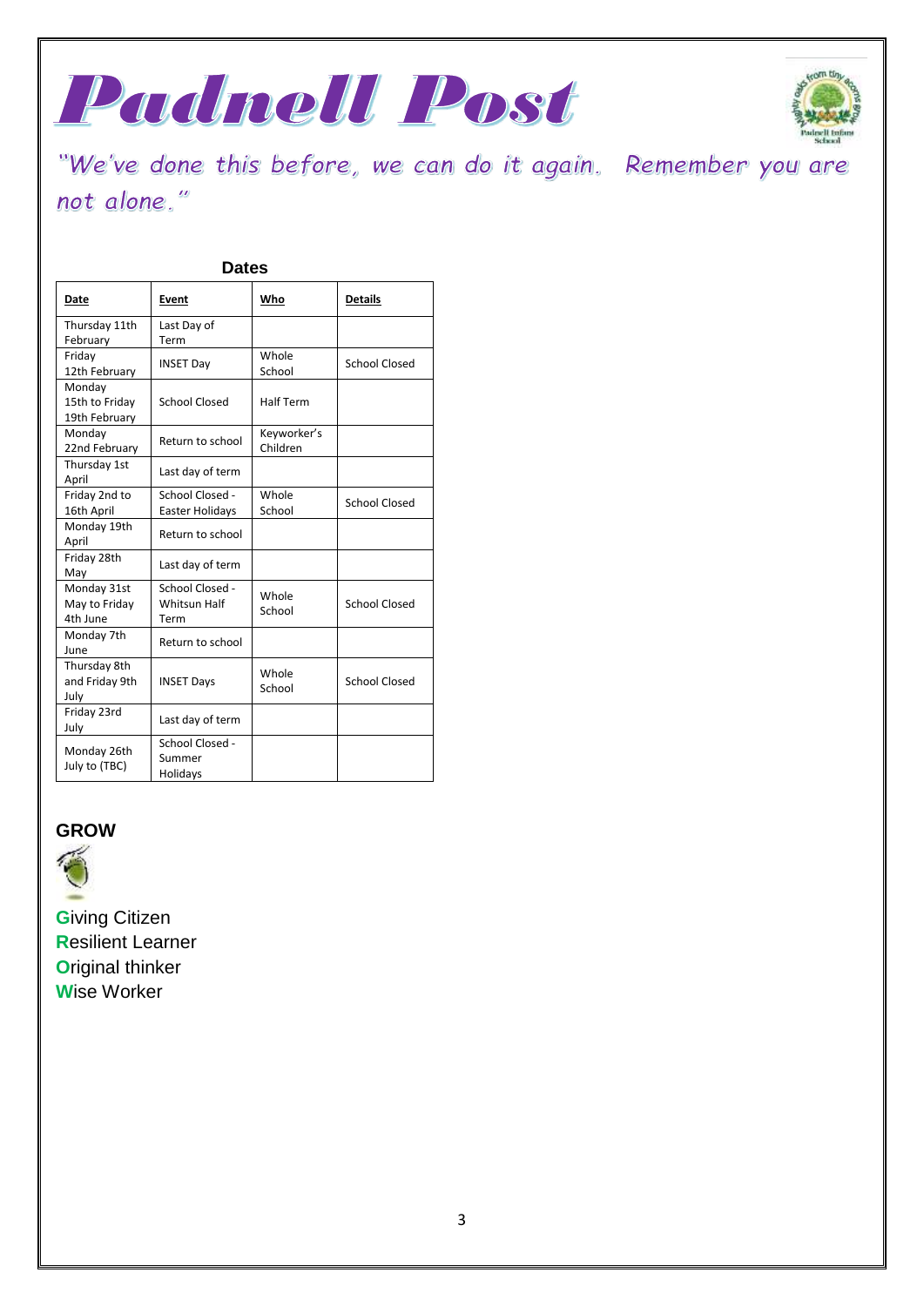# Padnell Post

*"We've done this before, we can do it again. Remember you are not alone."*

## Dates

| Date | Event | Who | Details |
|---|---|---|---|
| Thursday 11th February | Last Day of Term | | |
| Friday 12th February | INSET Day | Whole School | School Closed |
| Monday 15th to Friday 19th February | School Closed | Half Term | |
| Monday 22nd February | Return to school | Keyworker's Children | |
| Thursday 1st April | Last day of term | | |
| Friday 2nd to 16th April | School Closed - Easter Holidays | Whole School | School Closed |
| Monday 19th April | Return to school | | |
| Friday 28th May | Last day of term | | |
| Monday 31st May to Friday 4th June | School Closed - Whitsun Half Term | Whole School | School Closed |
| Monday 7th June | Return to school | | |
| Thursday 8th and Friday 9th July | INSET Days | Whole School | School Closed |
| Friday 23rd July | Last day of term | | |
| Monday 26th July to (TBC) | School Closed - Summer Holidays | | |

## GROW

**G**iving Citizen
**R**esilient Learner
**O**riginal thinker
**W**ise Worker